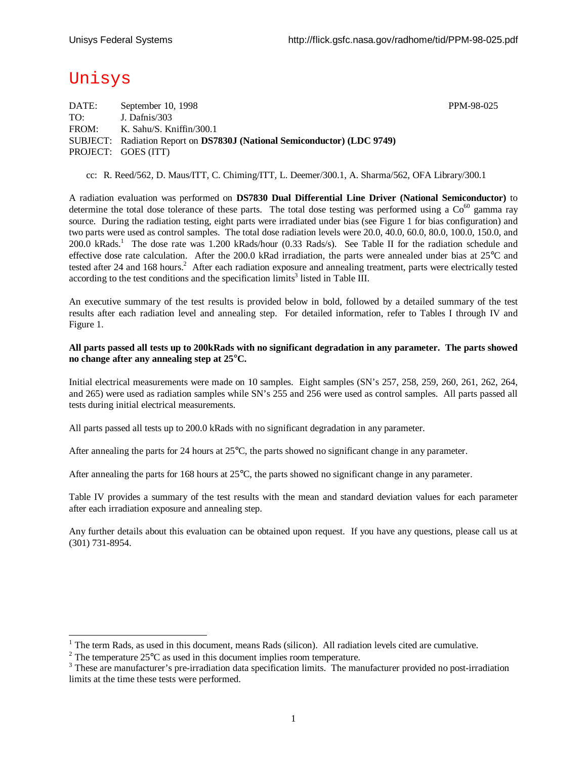Unisys Federal Systems http://flick.gsfc.nasa.gov/radhome/tid/PPM-98-025.pdf

# Unisys

DATE: September 10, 1998 PPM-98-025
TO: J. Dafnis/303
FROM: K. Sahu/S. Kniffin/300.1
SUBJECT: Radiation Report on **DS7830J (National Semiconductor) (LDC 9749)**
PROJECT: GOES (ITT)

cc: R. Reed/562, D. Maus/ITT, C. Chiming/ITT, L. Deemer/300.1, A. Sharma/562, OFA Library/300.1

A radiation evaluation was performed on **DS7830 Dual Differential Line Driver (National Semiconductor)** to determine the total dose tolerance of these parts. The total dose testing was performed using a $Co^{60}$ gamma ray source. During the radiation testing, eight parts were irradiated under bias (see Figure 1 for bias configuration) and two parts were used as control samples. The total dose radiation levels were 20.0, 40.0, 60.0, 80.0, 100.0, 150.0, and 200.0 kRads.[1] The dose rate was 1.200 kRads/hour (0.33 Rads/s). See Table II for the radiation schedule and effective dose rate calculation. After the 200.0 kRad irradiation, the parts were annealed under bias at 25°C and tested after 24 and 168 hours.[2] After each radiation exposure and annealing treatment, parts were electrically tested according to the test conditions and the specification limits[3] listed in Table III.

An executive summary of the test results is provided below in bold, followed by a detailed summary of the test results after each radiation level and annealing step. For detailed information, refer to Tables I through IV and Figure 1.

**All parts passed all tests up to 200kRads with no significant degradation in any parameter. The parts showed no change after any annealing step at 25°C.**

Initial electrical measurements were made on 10 samples. Eight samples (SN's 257, 258, 259, 260, 261, 262, 264, and 265) were used as radiation samples while SN's 255 and 256 were used as control samples. All parts passed all tests during initial electrical measurements.

All parts passed all tests up to 200.0 kRads with no significant degradation in any parameter.

After annealing the parts for 24 hours at 25°C, the parts showed no significant change in any parameter.

After annealing the parts for 168 hours at 25°C, the parts showed no significant change in any parameter.

Table IV provides a summary of the test results with the mean and standard deviation values for each parameter after each irradiation exposure and annealing step.

Any further details about this evaluation can be obtained upon request. If you have any questions, please call us at (301) 731-8954.

---

[1] The term Rads, as used in this document, means Rads (silicon). All radiation levels cited are cumulative.

[2] The temperature 25°C as used in this document implies room temperature.

[3] These are manufacturer's pre-irradiation data specification limits. The manufacturer provided no post-irradiation limits at the time these tests were performed.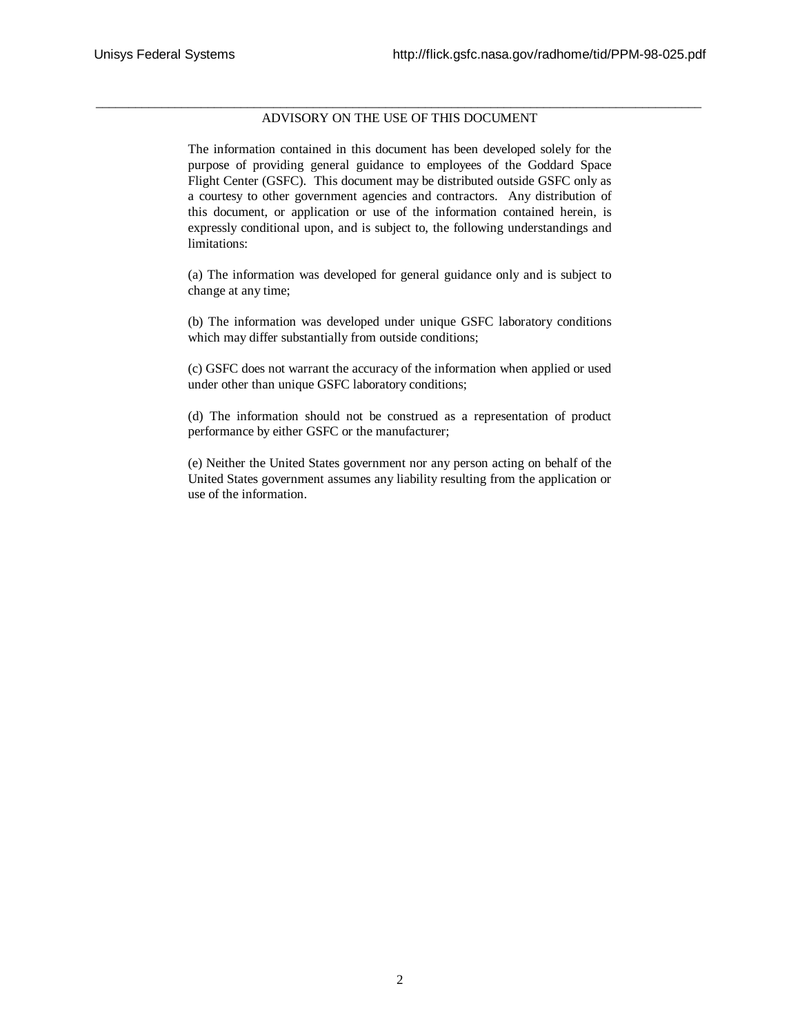## ADVISORY ON THE USE OF THIS DOCUMENT

The information contained in this document has been developed solely for the purpose of providing general guidance to employees of the Goddard Space Flight Center (GSFC). This document may be distributed outside GSFC only as a courtesy to other government agencies and contractors. Any distribution of this document, or application or use of the information contained herein, is expressly conditional upon, and is subject to, the following understandings and limitations:

(a) The information was developed for general guidance only and is subject to change at any time;

(b) The information was developed under unique GSFC laboratory conditions which may differ substantially from outside conditions;

(c) GSFC does not warrant the accuracy of the information when applied or used under other than unique GSFC laboratory conditions;

(d) The information should not be construed as a representation of product performance by either GSFC or the manufacturer;

(e) Neither the United States government nor any person acting on behalf of the United States government assumes any liability resulting from the application or use of the information.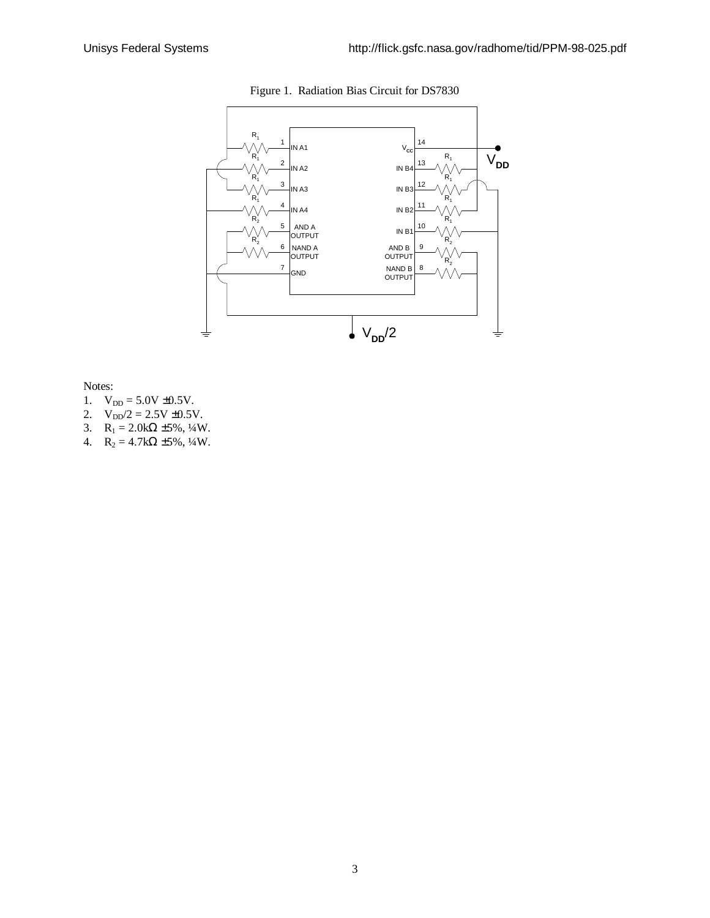Figure 1. Radiation Bias Circuit for DS7830

R1
R1
R1
R1
R2
R2
1 IN A1
2 IN A2
3 IN A3
4 IN A4
5 AND A OUTPUT
6 NAND A OUTPUT
7 GND
14 VCC
13 IN B4
12 IN B3
11 IN B2
10 IN B1
9 AND B OUTPUT
8 NAND B OUTPUT
R1
R1
R1
R1
R2
R2
VDD
VDD/2

Notes:

1. $V_{DD}$ = 5.0V ±0.5V.
2. $V_{DD}/2$ = 2.5V ±0.5V.
3. $R_1$ = 2.0kΩ ±5%, ¼W.
4. $R_2$ = 4.7kΩ ±5%, ¼W.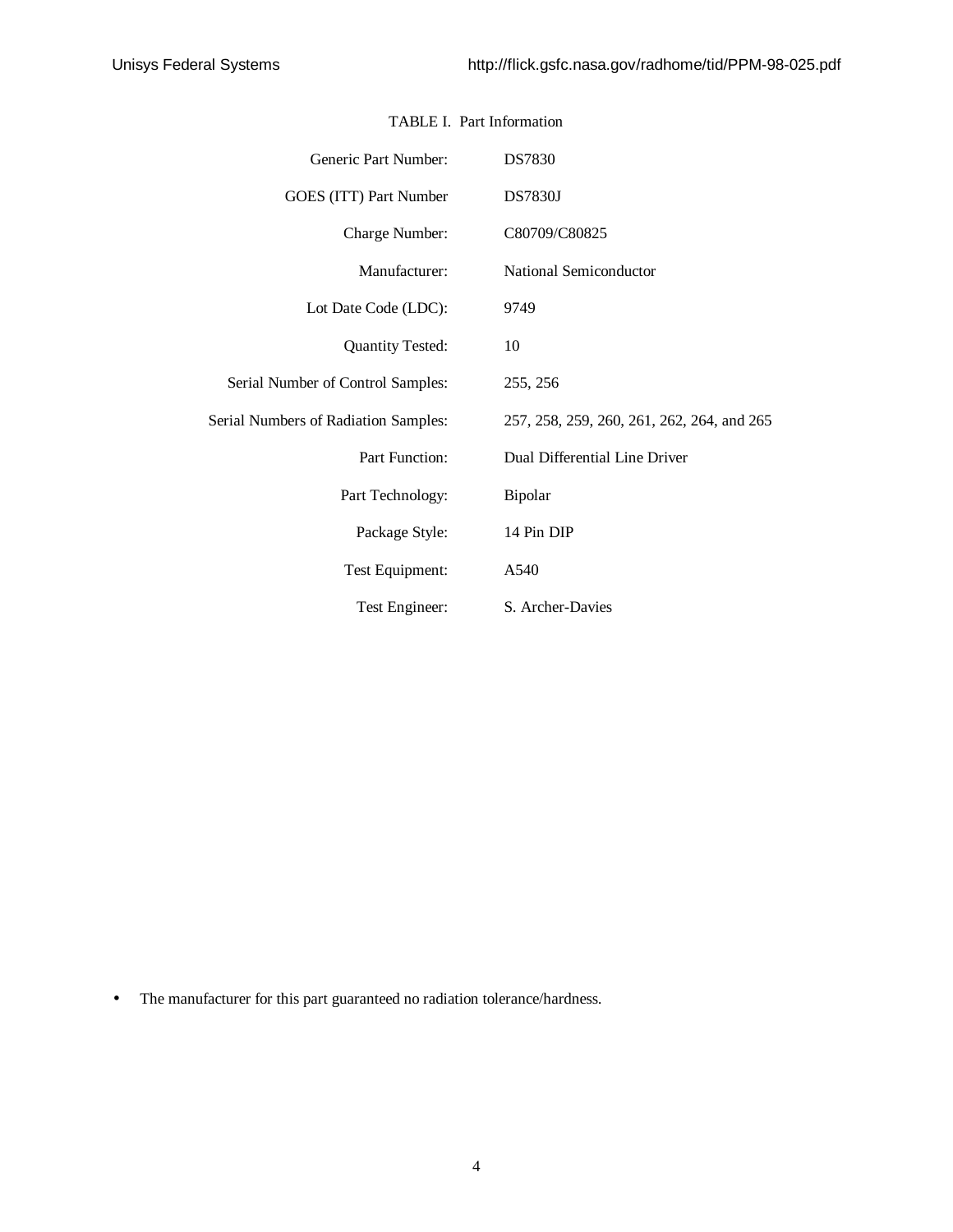TABLE I. Part Information

| | |
|---|---|
| Generic Part Number: | DS7830 |
| GOES (ITT) Part Number | DS7830J |
| Charge Number: | C80709/C80825 |
| Manufacturer: | National Semiconductor |
| Lot Date Code (LDC): | 9749 |
| Quantity Tested: | 10 |
| Serial Number of Control Samples: | 255, 256 |
| Serial Numbers of Radiation Samples: | 257, 258, 259, 260, 261, 262, 264, and 265 |
| Part Function: | Dual Differential Line Driver |
| Part Technology: | Bipolar |
| Package Style: | 14 Pin DIP |
| Test Equipment: | A540 |
| Test Engineer: | S. Archer-Davies |

- The manufacturer for this part guaranteed no radiation tolerance/hardness.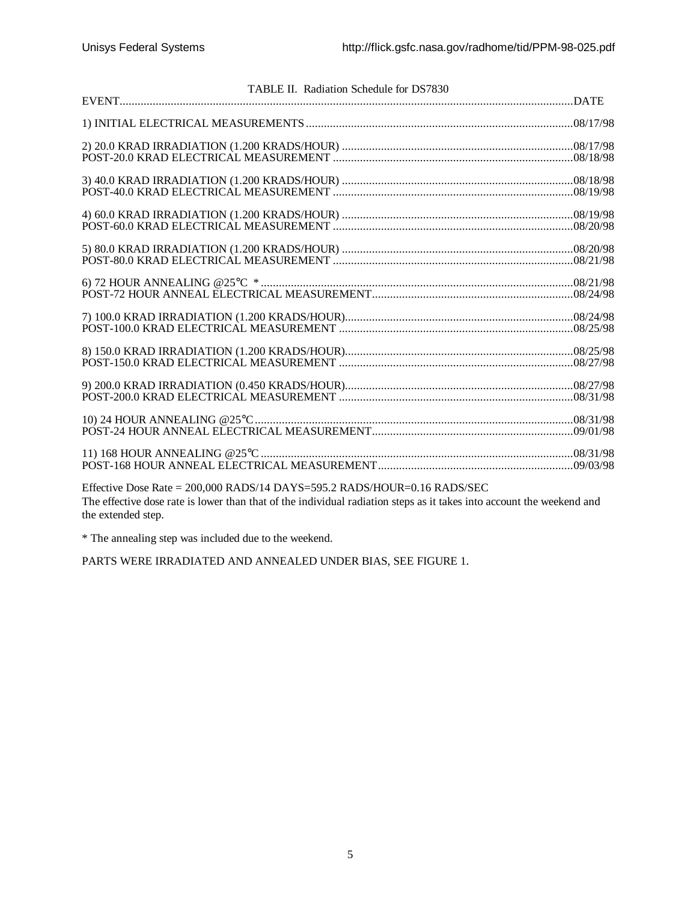TABLE II. Radiation Schedule for DS7830

| EVENT | DATE |
| --- | --- |
| 1) INITIAL ELECTRICAL MEASUREMENTS | 08/17/98 |
| 2) 20.0 KRAD IRRADIATION (1.200 KRADS/HOUR) | 08/17/98 |
| POST-20.0 KRAD ELECTRICAL MEASUREMENT | 08/18/98 |
| 3) 40.0 KRAD IRRADIATION (1.200 KRADS/HOUR) | 08/18/98 |
| POST-40.0 KRAD ELECTRICAL MEASUREMENT | 08/19/98 |
| 4) 60.0 KRAD IRRADIATION (1.200 KRADS/HOUR) | 08/19/98 |
| POST-60.0 KRAD ELECTRICAL MEASUREMENT | 08/20/98 |
| 5) 80.0 KRAD IRRADIATION (1.200 KRADS/HOUR) | 08/20/98 |
| POST-80.0 KRAD ELECTRICAL MEASUREMENT | 08/21/98 |
| 6) 72 HOUR ANNEALING @25°C * | 08/21/98 |
| POST-72 HOUR ANNEAL ELECTRICAL MEASUREMENT | 08/24/98 |
| 7) 100.0 KRAD IRRADIATION (1.200 KRADS/HOUR) | 08/24/98 |
| POST-100.0 KRAD ELECTRICAL MEASUREMENT | 08/25/98 |
| 8) 150.0 KRAD IRRADIATION (1.200 KRADS/HOUR) | 08/25/98 |
| POST-150.0 KRAD ELECTRICAL MEASUREMENT | 08/27/98 |
| 9) 200.0 KRAD IRRADIATION (0.450 KRADS/HOUR) | 08/27/98 |
| POST-200.0 KRAD ELECTRICAL MEASUREMENT | 08/31/98 |
| 10) 24 HOUR ANNEALING @25°C | 08/31/98 |
| POST-24 HOUR ANNEAL ELECTRICAL MEASUREMENT | 09/01/98 |
| 11) 168 HOUR ANNEALING @25°C | 08/31/98 |
| POST-168 HOUR ANNEAL ELECTRICAL MEASUREMENT | 09/03/98 |

Effective Dose Rate = 200,000 RADS/14 DAYS=595.2 RADS/HOUR=0.16 RADS/SEC
The effective dose rate is lower than that of the individual radiation steps as it takes into account the weekend and the extended step.

* The annealing step was included due to the weekend.

PARTS WERE IRRADIATED AND ANNEALED UNDER BIAS, SEE FIGURE 1.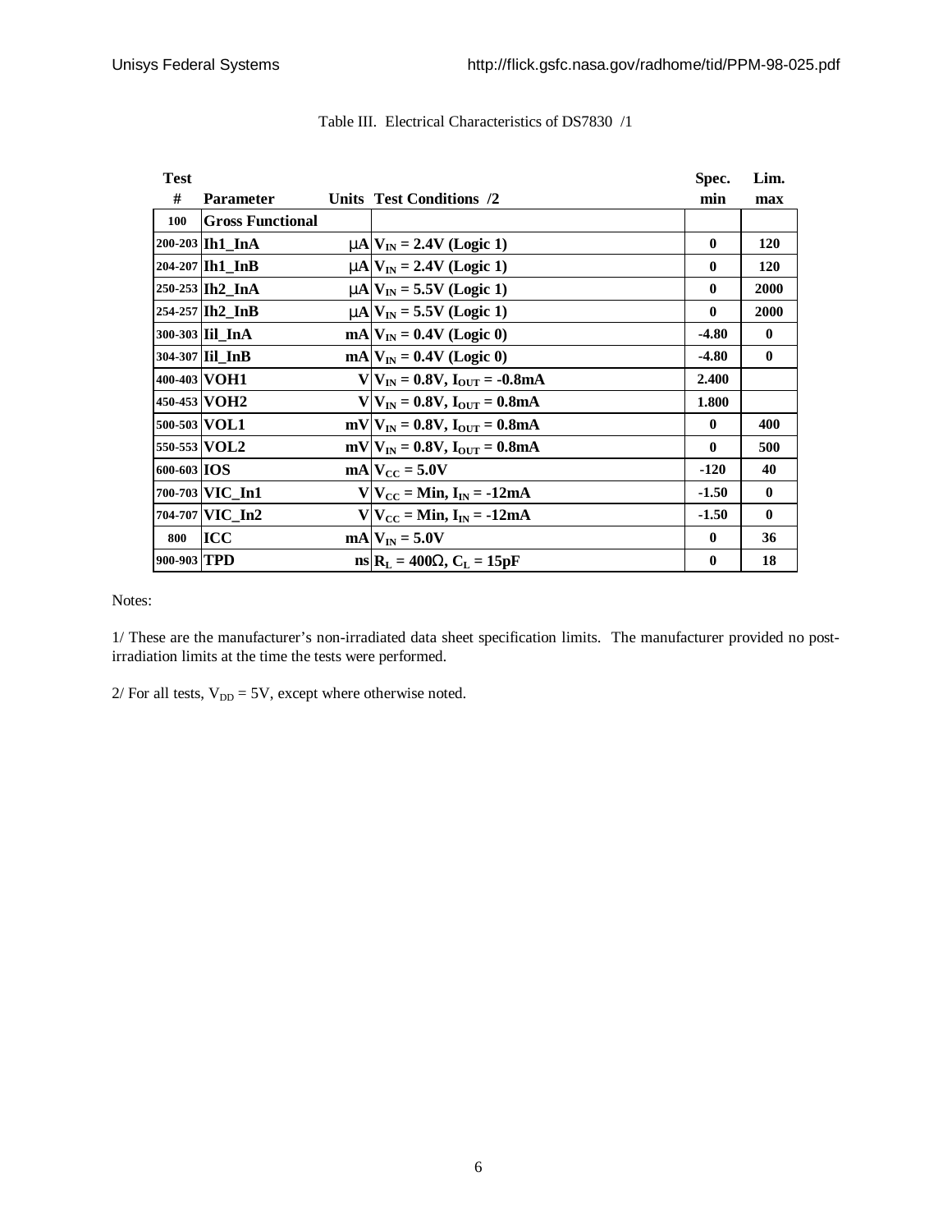Table III. Electrical Characteristics of DS7830 /1

| Test # | Parameter | Units | Test Conditions /2 | Spec. min | Lim. max |
|---|---|---|---|---|---|
| 100 | Gross Functional | | | | |
| 200-203 | Ih1_InA | μA | $V_{IN}$ = 2.4V (Logic 1) | 0 | 120 |
| 204-207 | Ih1_InB | μA | $V_{IN}$ = 2.4V (Logic 1) | 0 | 120 |
| 250-253 | Ih2_InA | μA | $V_{IN}$ = 5.5V (Logic 1) | 0 | 2000 |
| 254-257 | Ih2_InB | μA | $V_{IN}$ = 5.5V (Logic 1) | 0 | 2000 |
| 300-303 | Iil_InA | mA | $V_{IN}$ = 0.4V (Logic 0) | -4.80 | 0 |
| 304-307 | Iil_InB | mA | $V_{IN}$ = 0.4V (Logic 0) | -4.80 | 0 |
| 400-403 | VOH1 | V | $V_{IN}$ = 0.8V, $I_{OUT}$ = -0.8mA | 2.400 | |
| 450-453 | VOH2 | V | $V_{IN}$ = 0.8V, $I_{OUT}$ = 0.8mA | 1.800 | |
| 500-503 | VOL1 | mV | $V_{IN}$ = 0.8V, $I_{OUT}$ = 0.8mA | 0 | 400 |
| 550-553 | VOL2 | mV | $V_{IN}$ = 0.8V, $I_{OUT}$ = 0.8mA | 0 | 500 |
| 600-603 | IOS | mA | $V_{CC}$ = 5.0V | -120 | 40 |
| 700-703 | VIC_In1 | V | $V_{CC}$ = Min, $I_{IN}$ = -12mA | -1.50 | 0 |
| 704-707 | VIC_In2 | V | $V_{CC}$ = Min, $I_{IN}$ = -12mA | -1.50 | 0 |
| 800 | ICC | mA | $V_{IN}$ = 5.0V | 0 | 36 |
| 900-903 | TPD | ns | $R_L$ = 400Ω, $C_L$ = 15pF | 0 | 18 |

Notes:

1/ These are the manufacturer's non-irradiated data sheet specification limits. The manufacturer provided no post-irradiation limits at the time the tests were performed.

2/ For all tests, $V_{DD}$ = 5V, except where otherwise noted.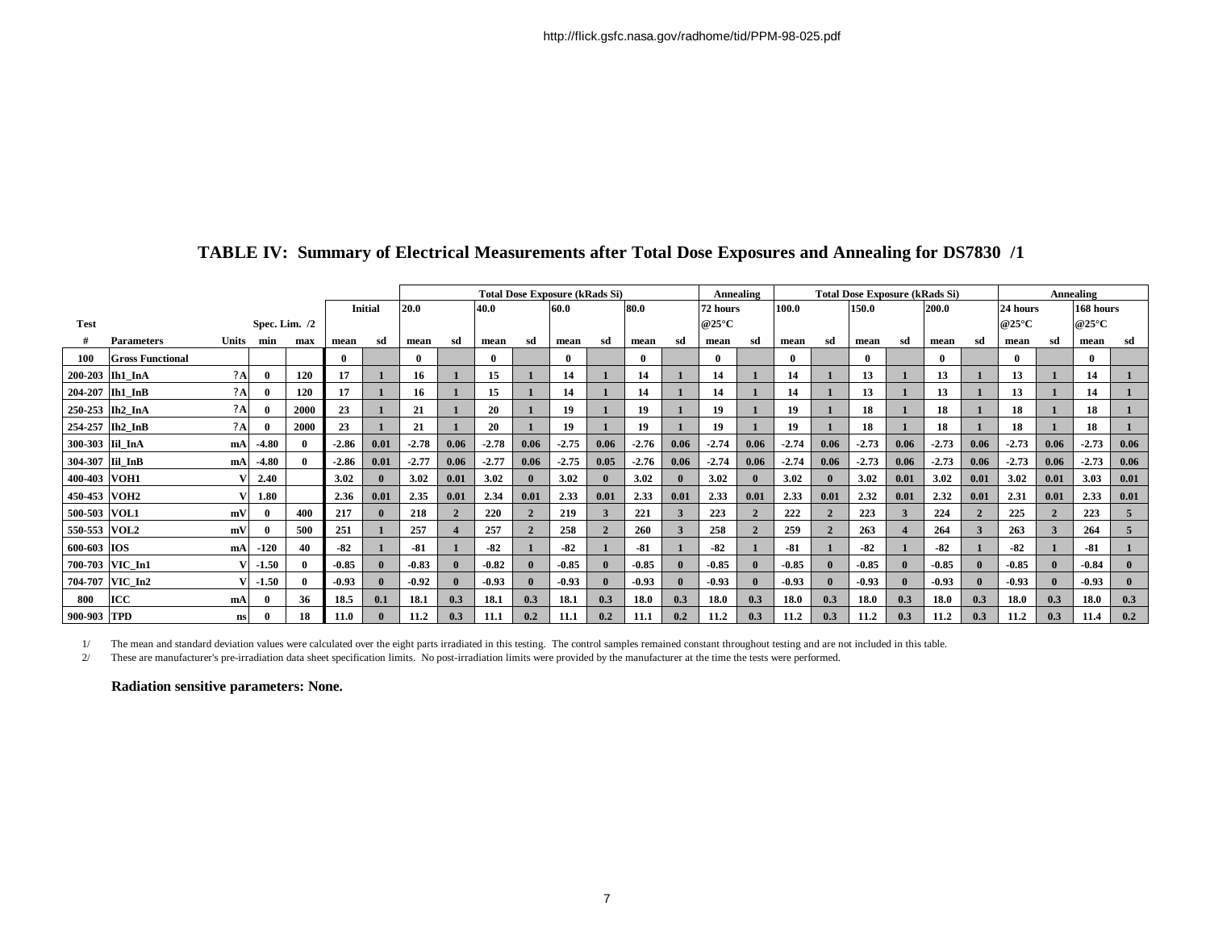# TABLE IV: Summary of Electrical Measurements after Total Dose Exposures and Annealing for DS7830 /1

| | | | | | | | Total Dose Exposure (kRads Si) | | | | | | | | Annealing | | Total Dose Exposure (kRads Si) | | | | | | Annealing | | | |
|---|---|---|---|---|---|---|---|---|---|---|---|---|---|---|---|---|---|---|---|---|---|---|---|---|---|---|
| | | | | | Initial | | 20.0 | | 40.0 | | 60.0 | | 80.0 | | 72 hours | | 100.0 | | 150.0 | | 200.0 | | 24 hours | | 168 hours | |
| Test | | | Spec. Lim. /2 | | | | | | | | | | | | @25°C | | | | | | | | @25°C | | @25°C | |
| # | Parameters | Units | min | max | mean | sd | mean | sd | mean | sd | mean | sd | mean | sd | mean | sd | mean | sd | mean | sd | mean | sd | mean | sd | mean | sd |
| 100 | Gross Functional | | | | 0 | | 0 | | 0 | | 0 | | 0 | | 0 | | 0 | | 0 | | 0 | | 0 | | 0 | |
| 200-203 | Ih1_InA | ?A | 0 | 120 | 17 | 1 | 16 | 1 | 15 | 1 | 14 | 1 | 14 | 1 | 14 | 1 | 14 | 1 | 13 | 1 | 13 | 1 | 13 | 1 | 14 | 1 |
| 204-207 | Ih1_InB | ?A | 0 | 120 | 17 | 1 | 16 | 1 | 15 | 1 | 14 | 1 | 14 | 1 | 14 | 1 | 14 | 1 | 13 | 1 | 13 | 1 | 13 | 1 | 14 | 1 |
| 250-253 | Ih2_InA | ?A | 0 | 2000 | 23 | 1 | 21 | 1 | 20 | 1 | 19 | 1 | 19 | 1 | 19 | 1 | 19 | 1 | 18 | 1 | 18 | 1 | 18 | 1 | 18 | 1 |
| 254-257 | Ih2_InB | ?A | 0 | 2000 | 23 | 1 | 21 | 1 | 20 | 1 | 19 | 1 | 19 | 1 | 19 | 1 | 19 | 1 | 18 | 1 | 18 | 1 | 18 | 1 | 18 | 1 |
| 300-303 | Iil_InA | mA | -4.80 | 0 | -2.86 | 0.01 | -2.78 | 0.06 | -2.78 | 0.06 | -2.75 | 0.06 | -2.76 | 0.06 | -2.74 | 0.06 | -2.74 | 0.06 | -2.73 | 0.06 | -2.73 | 0.06 | -2.73 | 0.06 | -2.73 | 0.06 |
| 304-307 | Iil_InB | mA | -4.80 | 0 | -2.86 | 0.01 | -2.77 | 0.06 | -2.77 | 0.06 | -2.75 | 0.05 | -2.76 | 0.06 | -2.74 | 0.06 | -2.74 | 0.06 | -2.73 | 0.06 | -2.73 | 0.06 | -2.73 | 0.06 | -2.73 | 0.06 |
| 400-403 | VOH1 | V | 2.40 | | 3.02 | 0 | 3.02 | 0.01 | 3.02 | 0 | 3.02 | 0 | 3.02 | 0 | 3.02 | 0 | 3.02 | 0 | 3.02 | 0.01 | 3.02 | 0.01 | 3.02 | 0.01 | 3.03 | 0.01 |
| 450-453 | VOH2 | V | 1.80 | | 2.36 | 0.01 | 2.35 | 0.01 | 2.34 | 0.01 | 2.33 | 0.01 | 2.33 | 0.01 | 2.33 | 0.01 | 2.33 | 0.01 | 2.32 | 0.01 | 2.32 | 0.01 | 2.31 | 0.01 | 2.33 | 0.01 |
| 500-503 | VOL1 | mV | 0 | 400 | 217 | 0 | 218 | 2 | 220 | 2 | 219 | 3 | 221 | 3 | 223 | 2 | 222 | 2 | 223 | 3 | 224 | 2 | 225 | 2 | 223 | 5 |
| 550-553 | VOL2 | mV | 0 | 500 | 251 | 1 | 257 | 4 | 257 | 2 | 258 | 2 | 260 | 3 | 258 | 2 | 259 | 2 | 263 | 4 | 264 | 3 | 263 | 3 | 264 | 5 |
| 600-603 | IOS | mA | -120 | 40 | -82 | 1 | -81 | 1 | -82 | 1 | -82 | 1 | -81 | 1 | -82 | 1 | -81 | 1 | -82 | 1 | -82 | 1 | -82 | 1 | -81 | 1 |
| 700-703 | VIC_In1 | V | -1.50 | 0 | -0.85 | 0 | -0.83 | 0 | -0.82 | 0 | -0.85 | 0 | -0.85 | 0 | -0.85 | 0 | -0.85 | 0 | -0.85 | 0 | -0.85 | 0 | -0.85 | 0 | -0.84 | 0 |
| 704-707 | VIC_In2 | V | -1.50 | 0 | -0.93 | 0 | -0.92 | 0 | -0.93 | 0 | -0.93 | 0 | -0.93 | 0 | -0.93 | 0 | -0.93 | 0 | -0.93 | 0 | -0.93 | 0 | -0.93 | 0 | -0.93 | 0 |
| 800 | ICC | mA | 0 | 36 | 18.5 | 0.1 | 18.1 | 0.3 | 18.1 | 0.3 | 18.1 | 0.3 | 18.0 | 0.3 | 18.0 | 0.3 | 18.0 | 0.3 | 18.0 | 0.3 | 18.0 | 0.3 | 18.0 | 0.3 | 18.0 | 0.3 |
| 900-903 | TPD | ns | 0 | 18 | 11.0 | 0 | 11.2 | 0.3 | 11.1 | 0.2 | 11.1 | 0.2 | 11.1 | 0.2 | 11.2 | 0.3 | 11.2 | 0.3 | 11.2 | 0.3 | 11.2 | 0.3 | 11.2 | 0.3 | 11.4 | 0.2 |

1/ The mean and standard deviation values were calculated over the eight parts irradiated in this testing. The control samples remained constant throughout testing and are not included in this table.

2/ These are manufacturer's pre-irradiation data sheet specification limits. No post-irradiation limits were provided by the manufacturer at the time the tests were performed.

**Radiation sensitive parameters: None.**